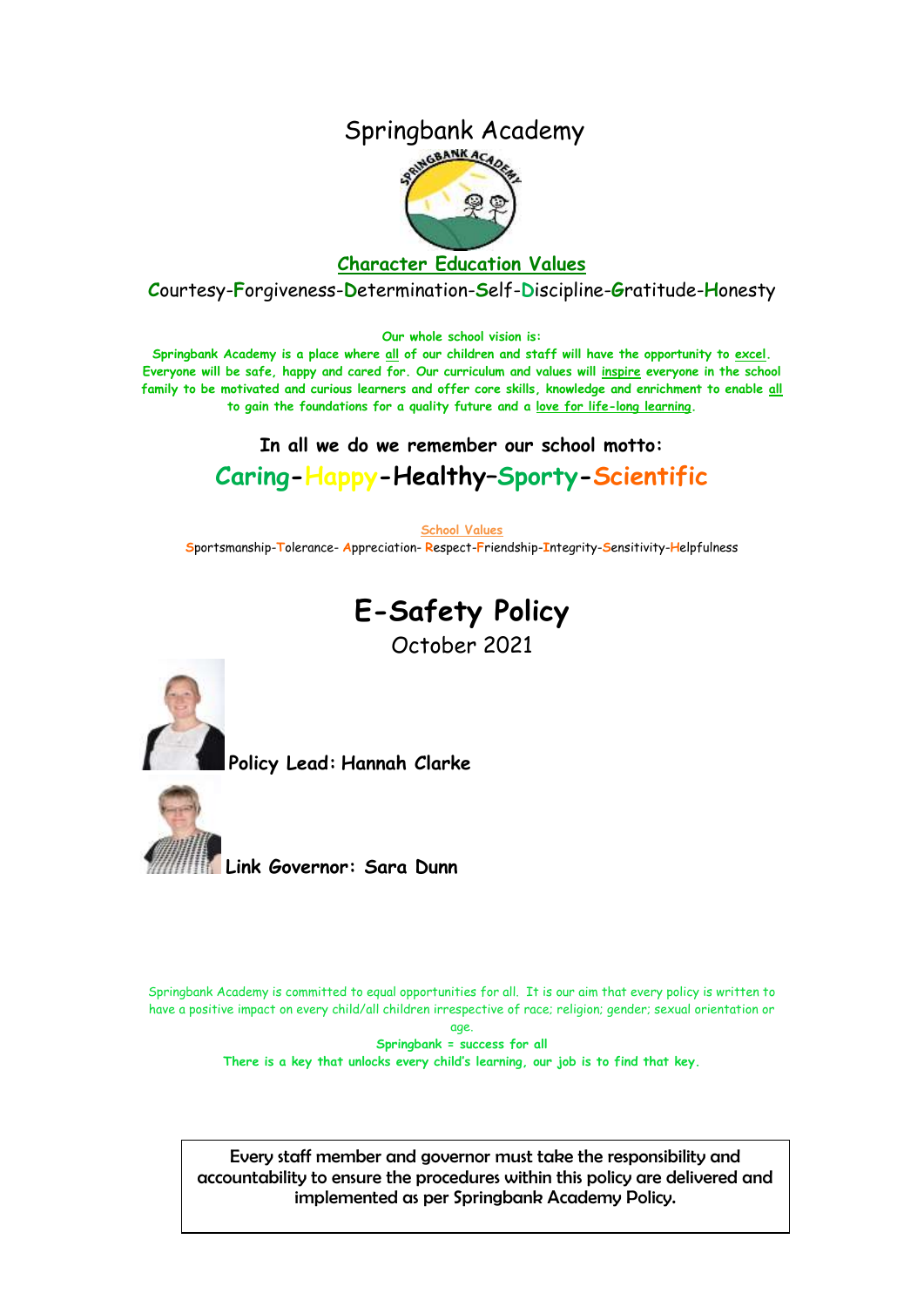# Springbank Academy

## Character Education Values

Courtesy-Forgiveness-Determination-Self-Discipline-Gratitude-Honesty

**Our whole school vision is:**

**Springbank Academy is a place where all of our children and staff will have the opportunity to excel. Everyone will be safe, happy and cared for. Our curriculum and values will inspire everyone in the school family to be motivated and curious learners and offer core skills, knowledge and enrichment to enable all to gain the foundations for a quality future and a love for life-long learning.**

**In all we do we remember our school motto:**

**Caring-Happy-Healthy–Sporty-Scientific**

School Values

Sportsmanship-Tolerance- Appreciation- Respect-Friendship-Integrity-Sensitivity-Helpfulness

# E-Safety Policy

October 2021

**Policy Lead: Hannah Clarke**

**Link Governor: Sara Dunn**

Springbank Academy is committed to equal opportunities for all. It is our aim that every policy is written to have a positive impact on every child/all children irrespective of race; religion; gender; sexual orientation or age.

**Springbank = success for all**

**There is a key that unlocks every child's learning, our job is to find that key.**

Every staff member and governor must take the responsibility and accountability to ensure the procedures within this policy are delivered and implemented as per Springbank Academy Policy.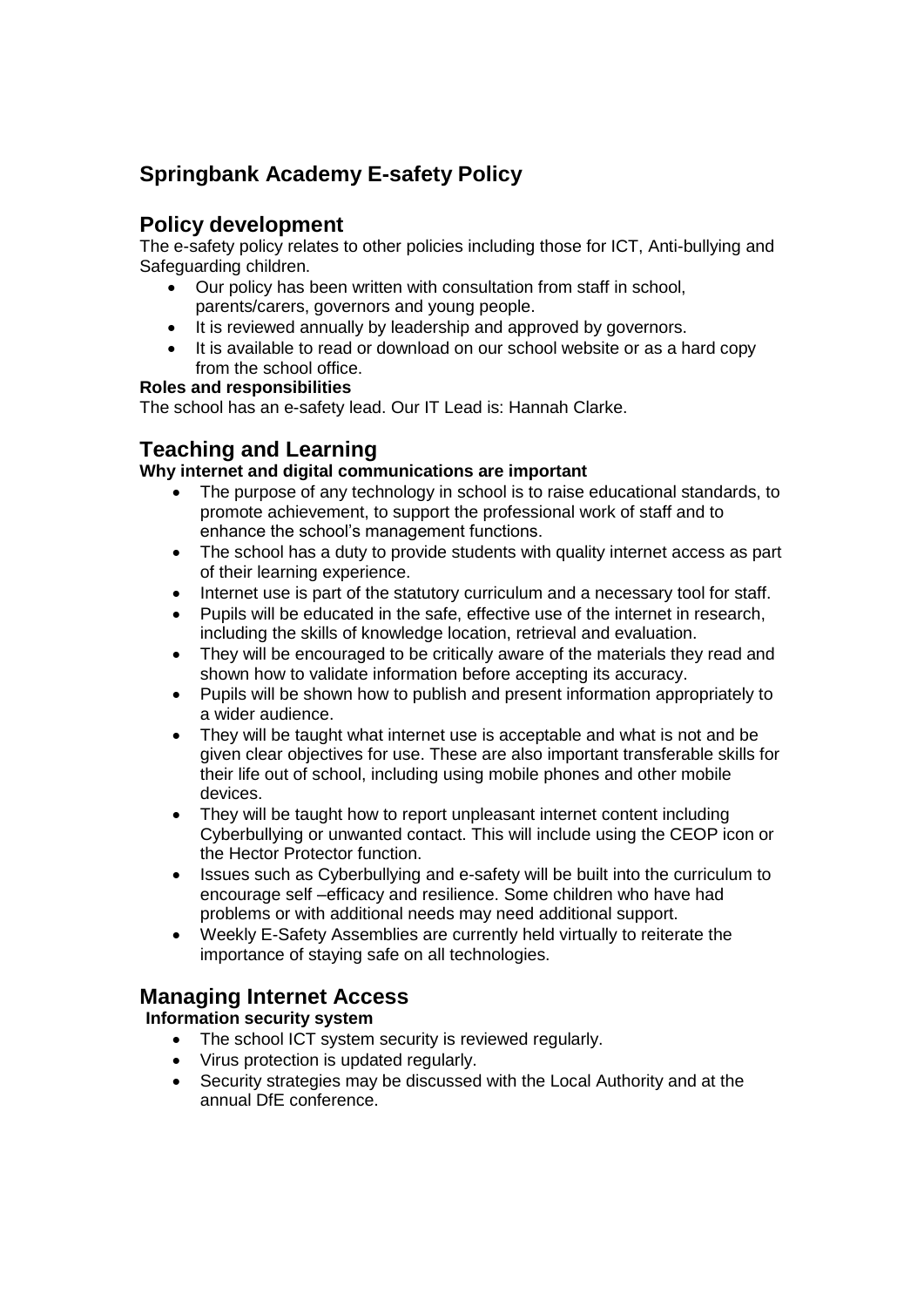# Springbank Academy E-safety Policy

## Policy development

The e-safety policy relates to other policies including those for ICT, Anti-bullying and Safeguarding children.

- Our policy has been written with consultation from staff in school, parents/carers, governors and young people.
- It is reviewed annually by leadership and approved by governors.
- It is available to read or download on our school website or as a hard copy from the school office.

**Roles and responsibilities**

The school has an e-safety lead. Our IT Lead is: Hannah Clarke.

## Teaching and Learning

**Why internet and digital communications are important**

- The purpose of any technology in school is to raise educational standards, to promote achievement, to support the professional work of staff and to enhance the school's management functions.
- The school has a duty to provide students with quality internet access as part of their learning experience.
- Internet use is part of the statutory curriculum and a necessary tool for staff.
- Pupils will be educated in the safe, effective use of the internet in research, including the skills of knowledge location, retrieval and evaluation.
- They will be encouraged to be critically aware of the materials they read and shown how to validate information before accepting its accuracy.
- Pupils will be shown how to publish and present information appropriately to a wider audience.
- They will be taught what internet use is acceptable and what is not and be given clear objectives for use. These are also important transferable skills for their life out of school, including using mobile phones and other mobile devices.
- They will be taught how to report unpleasant internet content including Cyberbullying or unwanted contact. This will include using the CEOP icon or the Hector Protector function.
- Issues such as Cyberbullying and e-safety will be built into the curriculum to encourage self –efficacy and resilience. Some children who have had problems or with additional needs may need additional support.
- Weekly E-Safety Assemblies are currently held virtually to reiterate the importance of staying safe on all technologies.

## Managing Internet Access

**Information security system**

- The school ICT system security is reviewed regularly.
- Virus protection is updated regularly.
- Security strategies may be discussed with the Local Authority and at the annual DfE conference.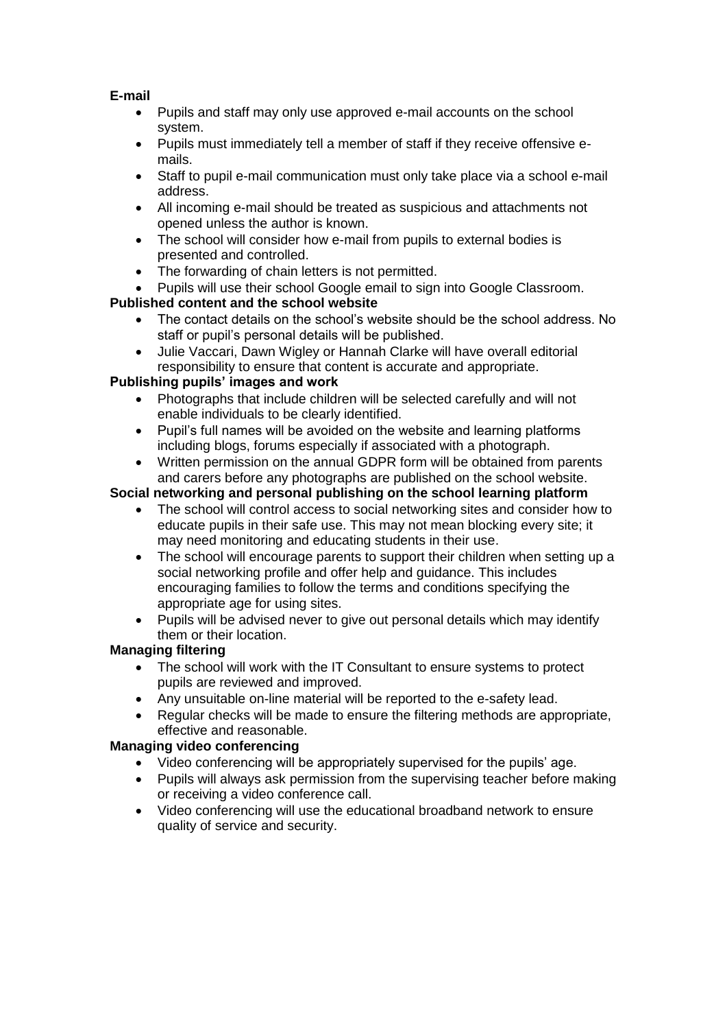**E-mail**

- Pupils and staff may only use approved e-mail accounts on the school system.
- Pupils must immediately tell a member of staff if they receive offensive e-mails.
- Staff to pupil e-mail communication must only take place via a school e-mail address.
- All incoming e-mail should be treated as suspicious and attachments not opened unless the author is known.
- The school will consider how e-mail from pupils to external bodies is presented and controlled.
- The forwarding of chain letters is not permitted.
- Pupils will use their school Google email to sign into Google Classroom.

**Published content and the school website**

- The contact details on the school's website should be the school address. No staff or pupil's personal details will be published.
- Julie Vaccari, Dawn Wigley or Hannah Clarke will have overall editorial responsibility to ensure that content is accurate and appropriate.

**Publishing pupils' images and work**

- Photographs that include children will be selected carefully and will not enable individuals to be clearly identified.
- Pupil's full names will be avoided on the website and learning platforms including blogs, forums especially if associated with a photograph.
- Written permission on the annual GDPR form will be obtained from parents and carers before any photographs are published on the school website.

**Social networking and personal publishing on the school learning platform**

- The school will control access to social networking sites and consider how to educate pupils in their safe use. This may not mean blocking every site; it may need monitoring and educating students in their use.
- The school will encourage parents to support their children when setting up a social networking profile and offer help and guidance. This includes encouraging families to follow the terms and conditions specifying the appropriate age for using sites.
- Pupils will be advised never to give out personal details which may identify them or their location.

**Managing filtering**

- The school will work with the IT Consultant to ensure systems to protect pupils are reviewed and improved.
- Any unsuitable on-line material will be reported to the e-safety lead.
- Regular checks will be made to ensure the filtering methods are appropriate, effective and reasonable.

**Managing video conferencing**

- Video conferencing will be appropriately supervised for the pupils' age.
- Pupils will always ask permission from the supervising teacher before making or receiving a video conference call.
- Video conferencing will use the educational broadband network to ensure quality of service and security.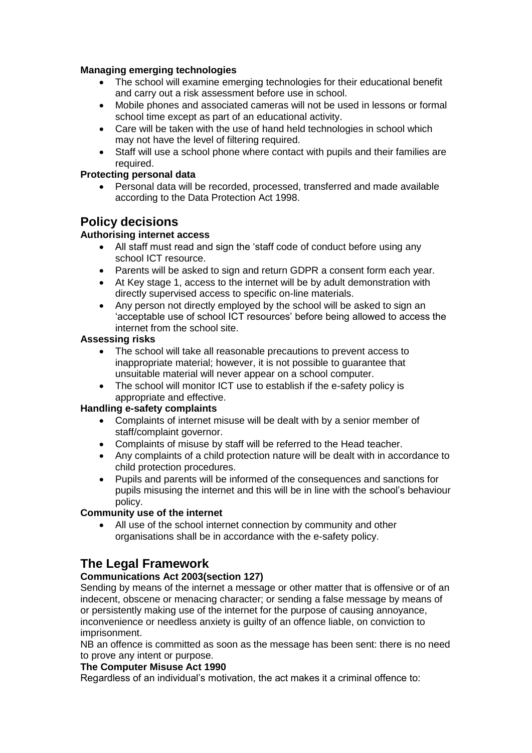**Managing emerging technologies**

- The school will examine emerging technologies for their educational benefit and carry out a risk assessment before use in school.
- Mobile phones and associated cameras will not be used in lessons or formal school time except as part of an educational activity.
- Care will be taken with the use of hand held technologies in school which may not have the level of filtering required.
- Staff will use a school phone where contact with pupils and their families are required.

**Protecting personal data**

- Personal data will be recorded, processed, transferred and made available according to the Data Protection Act 1998.

## Policy decisions

**Authorising internet access**

- All staff must read and sign the 'staff code of conduct before using any school ICT resource.
- Parents will be asked to sign and return GDPR a consent form each year.
- At Key stage 1, access to the internet will be by adult demonstration with directly supervised access to specific on-line materials.
- Any person not directly employed by the school will be asked to sign an 'acceptable use of school ICT resources' before being allowed to access the internet from the school site.

**Assessing risks**

- The school will take all reasonable precautions to prevent access to inappropriate material; however, it is not possible to guarantee that unsuitable material will never appear on a school computer.
- The school will monitor ICT use to establish if the e-safety policy is appropriate and effective.

**Handling e-safety complaints**

- Complaints of internet misuse will be dealt with by a senior member of staff/complaint governor.
- Complaints of misuse by staff will be referred to the Head teacher.
- Any complaints of a child protection nature will be dealt with in accordance to child protection procedures.
- Pupils and parents will be informed of the consequences and sanctions for pupils misusing the internet and this will be in line with the school's behaviour policy.

**Community use of the internet**

- All use of the school internet connection by community and other organisations shall be in accordance with the e-safety policy.

## The Legal Framework

**Communications Act 2003(section 127)**

Sending by means of the internet a message or other matter that is offensive or of an indecent, obscene or menacing character; or sending a false message by means of or persistently making use of the internet for the purpose of causing annoyance, inconvenience or needless anxiety is guilty of an offence liable, on conviction to imprisonment.

NB an offence is committed as soon as the message has been sent: there is no need to prove any intent or purpose.

**The Computer Misuse Act 1990**

Regardless of an individual's motivation, the act makes it a criminal offence to: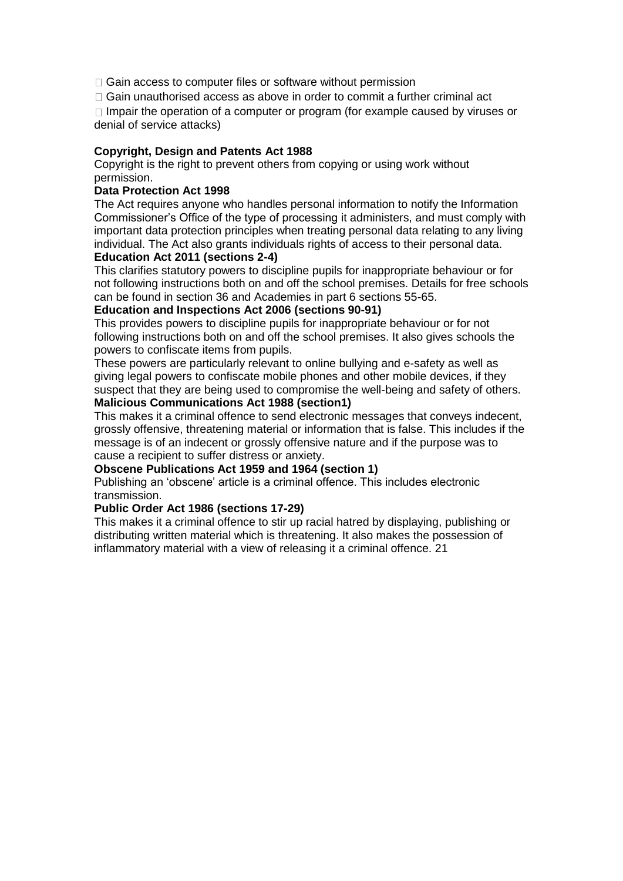- Gain access to computer files or software without permission
- Gain unauthorised access as above in order to commit a further criminal act
- Impair the operation of a computer or program (for example caused by viruses or denial of service attacks)

**Copyright, Design and Patents Act 1988**

Copyright is the right to prevent others from copying or using work without permission.

**Data Protection Act 1998**

The Act requires anyone who handles personal information to notify the Information Commissioner's Office of the type of processing it administers, and must comply with important data protection principles when treating personal data relating to any living individual. The Act also grants individuals rights of access to their personal data.

**Education Act 2011 (sections 2-4)**

This clarifies statutory powers to discipline pupils for inappropriate behaviour or for not following instructions both on and off the school premises. Details for free schools can be found in section 36 and Academies in part 6 sections 55-65.

**Education and Inspections Act 2006 (sections 90-91)**

This provides powers to discipline pupils for inappropriate behaviour or for not following instructions both on and off the school premises. It also gives schools the powers to confiscate items from pupils.

These powers are particularly relevant to online bullying and e-safety as well as giving legal powers to confiscate mobile phones and other mobile devices, if they suspect that they are being used to compromise the well-being and safety of others.

**Malicious Communications Act 1988 (section1)**

This makes it a criminal offence to send electronic messages that conveys indecent, grossly offensive, threatening material or information that is false. This includes if the message is of an indecent or grossly offensive nature and if the purpose was to cause a recipient to suffer distress or anxiety.

**Obscene Publications Act 1959 and 1964 (section 1)**

Publishing an 'obscene' article is a criminal offence. This includes electronic transmission.

**Public Order Act 1986 (sections 17-29)**

This makes it a criminal offence to stir up racial hatred by displaying, publishing or distributing written material which is threatening. It also makes the possession of inflammatory material with a view of releasing it a criminal offence. 21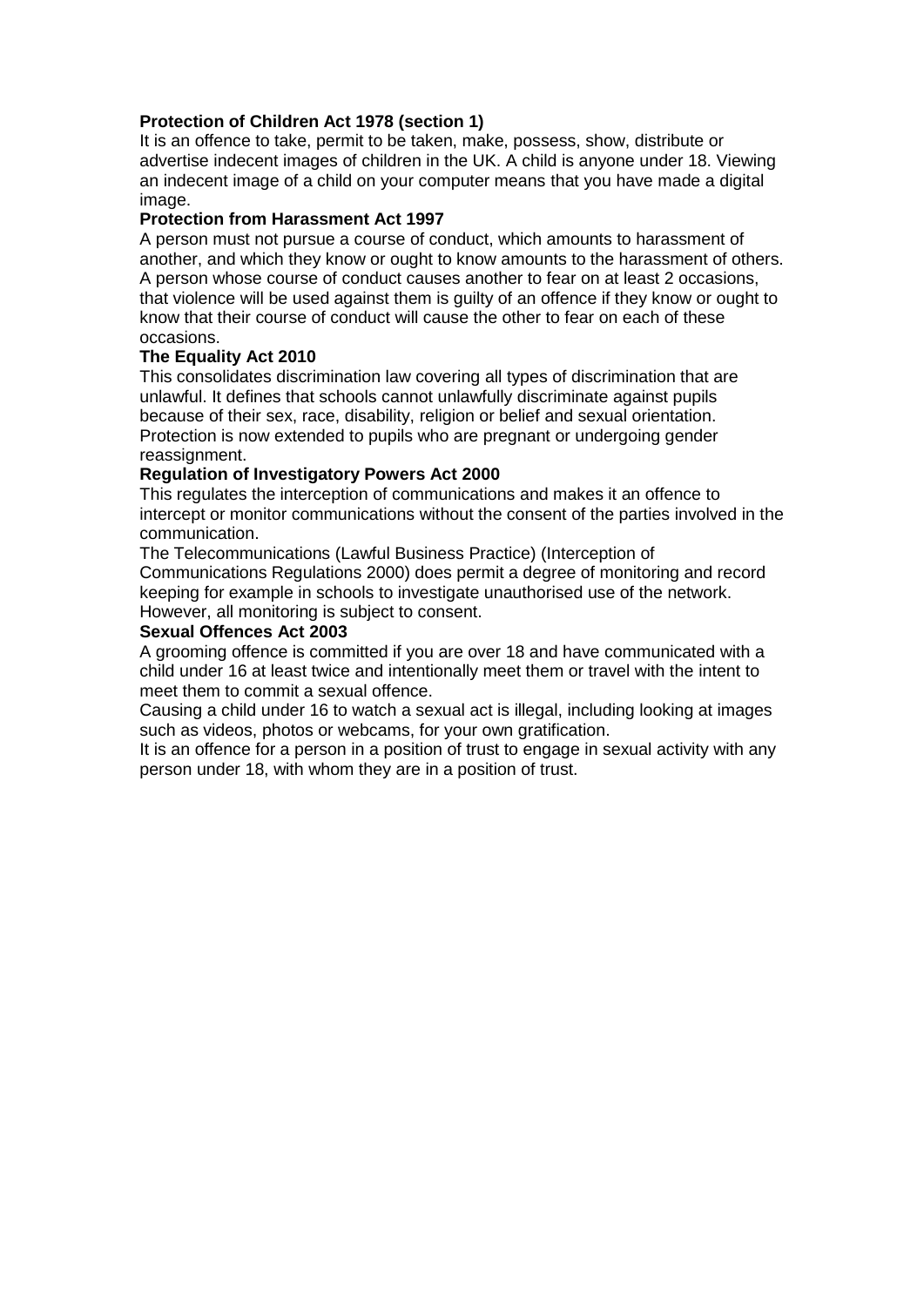**Protection of Children Act 1978 (section 1)**

It is an offence to take, permit to be taken, make, possess, show, distribute or advertise indecent images of children in the UK. A child is anyone under 18. Viewing an indecent image of a child on your computer means that you have made a digital image.

**Protection from Harassment Act 1997**

A person must not pursue a course of conduct, which amounts to harassment of another, and which they know or ought to know amounts to the harassment of others. A person whose course of conduct causes another to fear on at least 2 occasions, that violence will be used against them is guilty of an offence if they know or ought to know that their course of conduct will cause the other to fear on each of these occasions.

**The Equality Act 2010**

This consolidates discrimination law covering all types of discrimination that are unlawful. It defines that schools cannot unlawfully discriminate against pupils because of their sex, race, disability, religion or belief and sexual orientation. Protection is now extended to pupils who are pregnant or undergoing gender reassignment.

**Regulation of Investigatory Powers Act 2000**

This regulates the interception of communications and makes it an offence to intercept or monitor communications without the consent of the parties involved in the communication.

The Telecommunications (Lawful Business Practice) (Interception of Communications Regulations 2000) does permit a degree of monitoring and record keeping for example in schools to investigate unauthorised use of the network. However, all monitoring is subject to consent.

**Sexual Offences Act 2003**

A grooming offence is committed if you are over 18 and have communicated with a child under 16 at least twice and intentionally meet them or travel with the intent to meet them to commit a sexual offence.

Causing a child under 16 to watch a sexual act is illegal, including looking at images such as videos, photos or webcams, for your own gratification.

It is an offence for a person in a position of trust to engage in sexual activity with any person under 18, with whom they are in a position of trust.